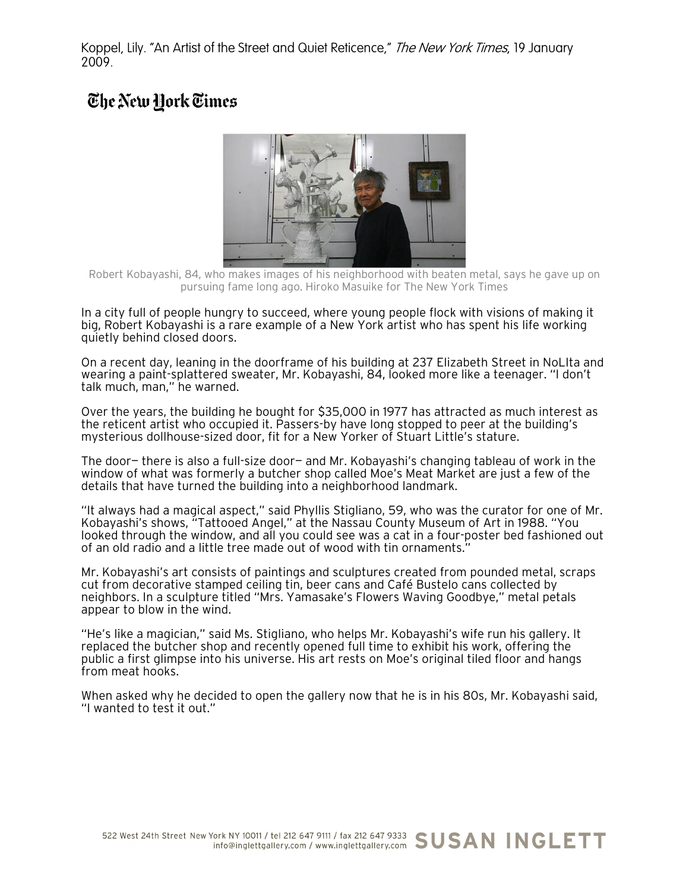Koppel, Lily. "An Artist of the Street and Quiet Reticence," *The New York Times*, 19 January 2009.

# The New York Times

Robert Kobayashi, 84, who makes images of his neighborhood with beaten metal, says he gave up on pursuing fame long ago. Hiroko Masuike for The New York Times

In a city full of people hungry to succeed, where young people flock with visions of making it big, Robert Kobayashi is a rare example of a New York artist who has spent his life working quietly behind closed doors.

On a recent day, leaning in the doorframe of his building at 237 Elizabeth Street in NoLIta and wearing a paint-splattered sweater, Mr. Kobayashi, 84, looked more like a teenager. "I don't talk much, man," he warned.

Over the years, the building he bought for $35,000 in 1977 has attracted as much interest as the reticent artist who occupied it. Passers-by have long stopped to peer at the building's mysterious dollhouse-sized door, fit for a New Yorker of Stuart Little's stature.

The door— there is also a full-size door— and Mr. Kobayashi's changing tableau of work in the window of what was formerly a butcher shop called Moe's Meat Market are just a few of the details that have turned the building into a neighborhood landmark.

"It always had a magical aspect," said Phyllis Stigliano, 59, who was the curator for one of Mr. Kobayashi's shows, "Tattooed Angel," at the Nassau County Museum of Art in 1988. "You looked through the window, and all you could see was a cat in a four-poster bed fashioned out of an old radio and a little tree made out of wood with tin ornaments."

Mr. Kobayashi's art consists of paintings and sculptures created from pounded metal, scraps cut from decorative stamped ceiling tin, beer cans and Café Bustelo cans collected by neighbors. In a sculpture titled "Mrs. Yamasake's Flowers Waving Goodbye," metal petals appear to blow in the wind.

"He's like a magician," said Ms. Stigliano, who helps Mr. Kobayashi's wife run his gallery. It replaced the butcher shop and recently opened full time to exhibit his work, offering the public a first glimpse into his universe. His art rests on Moe's original tiled floor and hangs from meat hooks.

When asked why he decided to open the gallery now that he is in his 80s, Mr. Kobayashi said, "I wanted to test it out."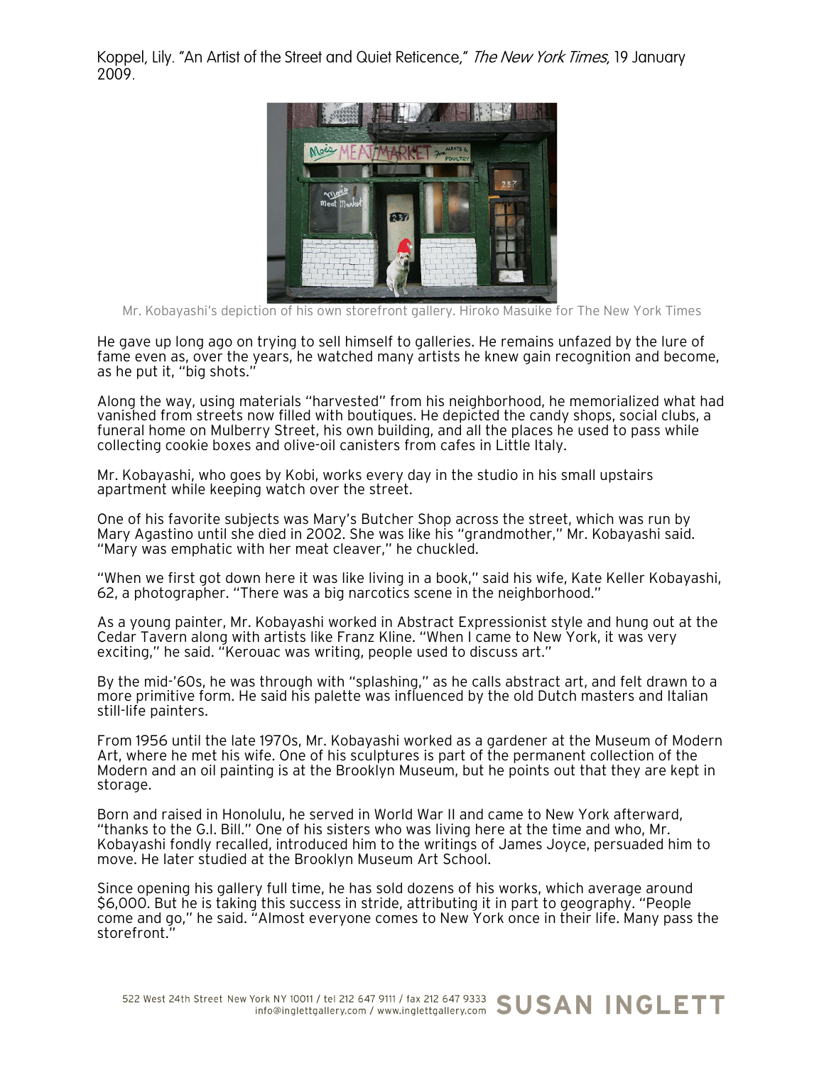Koppel, Lily. "An Artist of the Street and Quiet Reticence," *The New York Times*, 19 January 2009.

Mr. Kobayashi's depiction of his own storefront gallery. Hiroko Masuike for The New York Times

He gave up long ago on trying to sell himself to galleries. He remains unfazed by the lure of fame even as, over the years, he watched many artists he knew gain recognition and become, as he put it, "big shots."

Along the way, using materials "harvested" from his neighborhood, he memorialized what had vanished from streets now filled with boutiques. He depicted the candy shops, social clubs, a funeral home on Mulberry Street, his own building, and all the places he used to pass while collecting cookie boxes and olive-oil canisters from cafes in Little Italy.

Mr. Kobayashi, who goes by Kobi, works every day in the studio in his small upstairs apartment while keeping watch over the street.

One of his favorite subjects was Mary's Butcher Shop across the street, which was run by Mary Agastino until she died in 2002. She was like his "grandmother," Mr. Kobayashi said. "Mary was emphatic with her meat cleaver," he chuckled.

"When we first got down here it was like living in a book," said his wife, Kate Keller Kobayashi, 62, a photographer. "There was a big narcotics scene in the neighborhood."

As a young painter, Mr. Kobayashi worked in Abstract Expressionist style and hung out at the Cedar Tavern along with artists like Franz Kline. "When I came to New York, it was very exciting," he said. "Kerouac was writing, people used to discuss art."

By the mid-'60s, he was through with "splashing," as he calls abstract art, and felt drawn to a more primitive form. He said his palette was influenced by the old Dutch masters and Italian still-life painters.

From 1956 until the late 1970s, Mr. Kobayashi worked as a gardener at the Museum of Modern Art, where he met his wife. One of his sculptures is part of the permanent collection of the Modern and an oil painting is at the Brooklyn Museum, but he points out that they are kept in storage.

Born and raised in Honolulu, he served in World War II and came to New York afterward, "thanks to the G.I. Bill." One of his sisters who was living here at the time and who, Mr. Kobayashi fondly recalled, introduced him to the writings of James Joyce, persuaded him to move. He later studied at the Brooklyn Museum Art School.

Since opening his gallery full time, he has sold dozens of his works, which average around $6,000. But he is taking this success in stride, attributing it in part to geography. "People come and go," he said. "Almost everyone comes to New York once in their life. Many pass the storefront."